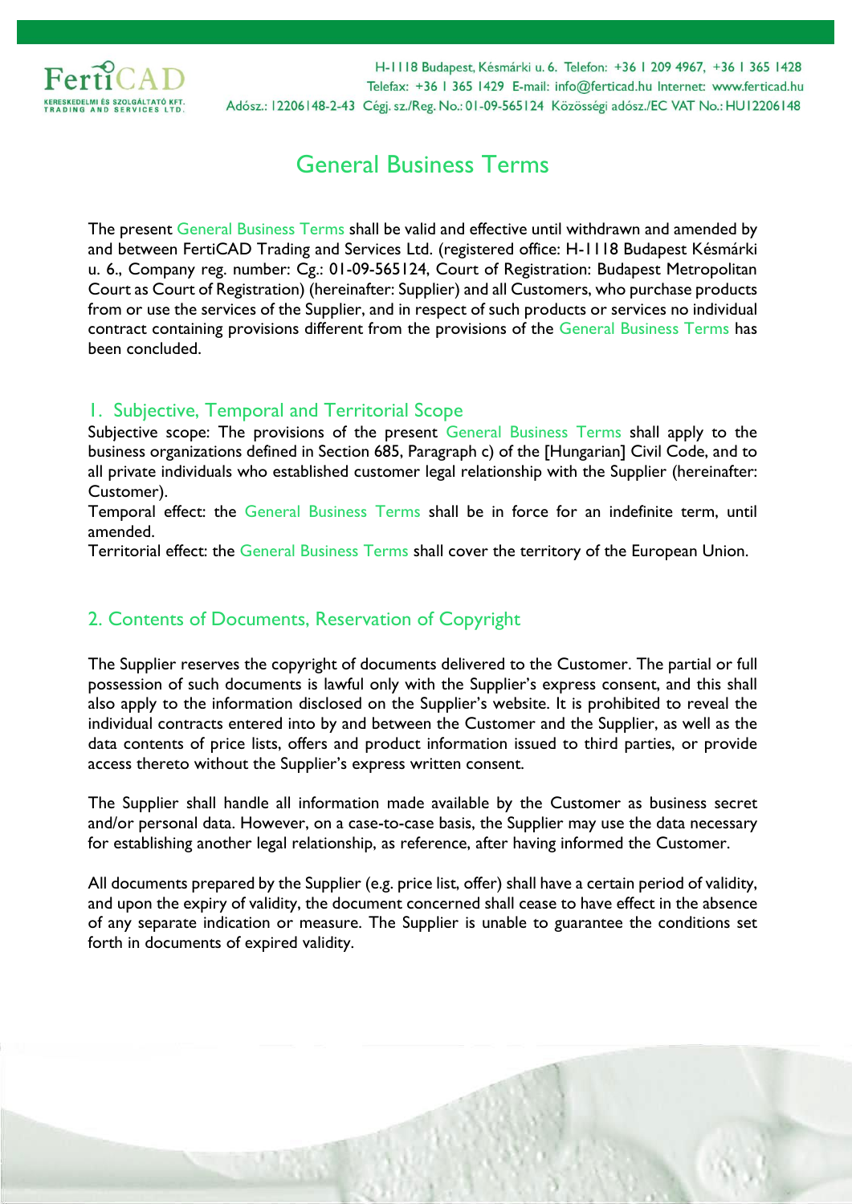# General Business Terms

The present General Business Terms shall be valid and effective until withdrawn and amended by and between FertiCAD Trading and Services Ltd. (registered office: H-1118 Budapest Késmárki u. 6., Company reg. number: Cg.: 01-09-565124, Court of Registration: Budapest Metropolitan Court as Court of Registration) (hereinafter: Supplier) and all Customers, who purchase products from or use the services of the Supplier, and in respect of such products or services no individual contract containing provisions different from the provisions of the General Business Terms has been concluded.

## 1. Subjective, Temporal and Territorial Scope

Subjective scope: The provisions of the present General Business Terms shall apply to the business organizations defined in Section 685, Paragraph c) of the [Hungarian] Civil Code, and to all private individuals who established customer legal relationship with the Supplier (hereinafter: Customer).

Temporal effect: the General Business Terms shall be in force for an indefinite term, until amended.

Territorial effect: the General Business Terms shall cover the territory of the European Union.

## 2. Contents of Documents, Reservation of Copyright

The Supplier reserves the copyright of documents delivered to the Customer. The partial or full possession of such documents is lawful only with the Supplier's express consent, and this shall also apply to the information disclosed on the Supplier's website. It is prohibited to reveal the individual contracts entered into by and between the Customer and the Supplier, as well as the data contents of price lists, offers and product information issued to third parties, or provide access thereto without the Supplier's express written consent.

The Supplier shall handle all information made available by the Customer as business secret and/or personal data. However, on a case-to-case basis, the Supplier may use the data necessary for establishing another legal relationship, as reference, after having informed the Customer.

All documents prepared by the Supplier (e.g. price list, offer) shall have a certain period of validity, and upon the expiry of validity, the document concerned shall cease to have effect in the absence of any separate indication or measure. The Supplier is unable to guarantee the conditions set forth in documents of expired validity.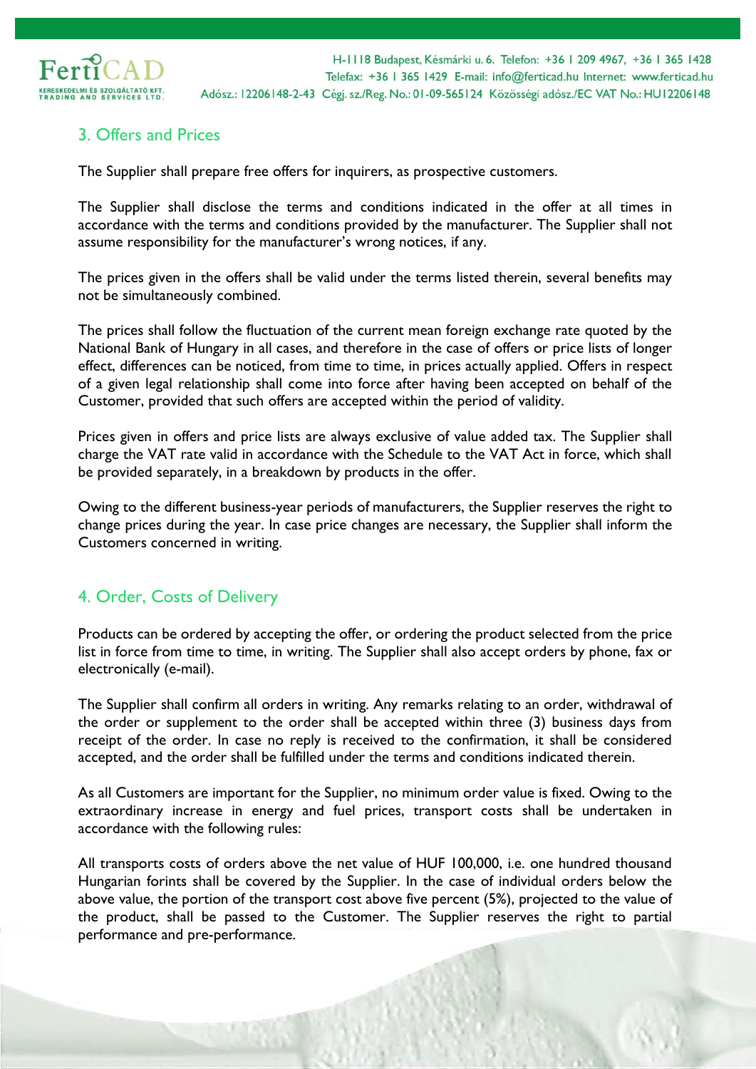## 3. Offers and Prices

The Supplier shall prepare free offers for inquirers, as prospective customers.

The Supplier shall disclose the terms and conditions indicated in the offer at all times in accordance with the terms and conditions provided by the manufacturer. The Supplier shall not assume responsibility for the manufacturer's wrong notices, if any.

The prices given in the offers shall be valid under the terms listed therein, several benefits may not be simultaneously combined.

The prices shall follow the fluctuation of the current mean foreign exchange rate quoted by the National Bank of Hungary in all cases, and therefore in the case of offers or price lists of longer effect, differences can be noticed, from time to time, in prices actually applied. Offers in respect of a given legal relationship shall come into force after having been accepted on behalf of the Customer, provided that such offers are accepted within the period of validity.

Prices given in offers and price lists are always exclusive of value added tax. The Supplier shall charge the VAT rate valid in accordance with the Schedule to the VAT Act in force, which shall be provided separately, in a breakdown by products in the offer.

Owing to the different business-year periods of manufacturers, the Supplier reserves the right to change prices during the year. In case price changes are necessary, the Supplier shall inform the Customers concerned in writing.

## 4. Order, Costs of Delivery

Products can be ordered by accepting the offer, or ordering the product selected from the price list in force from time to time, in writing. The Supplier shall also accept orders by phone, fax or electronically (e-mail).

The Supplier shall confirm all orders in writing. Any remarks relating to an order, withdrawal of the order or supplement to the order shall be accepted within three (3) business days from receipt of the order. In case no reply is received to the confirmation, it shall be considered accepted, and the order shall be fulfilled under the terms and conditions indicated therein.

As all Customers are important for the Supplier, no minimum order value is fixed. Owing to the extraordinary increase in energy and fuel prices, transport costs shall be undertaken in accordance with the following rules:

All transports costs of orders above the net value of HUF 100,000, i.e. one hundred thousand Hungarian forints shall be covered by the Supplier. In the case of individual orders below the above value, the portion of the transport cost above five percent (5%), projected to the value of the product, shall be passed to the Customer. The Supplier reserves the right to partial performance and pre-performance.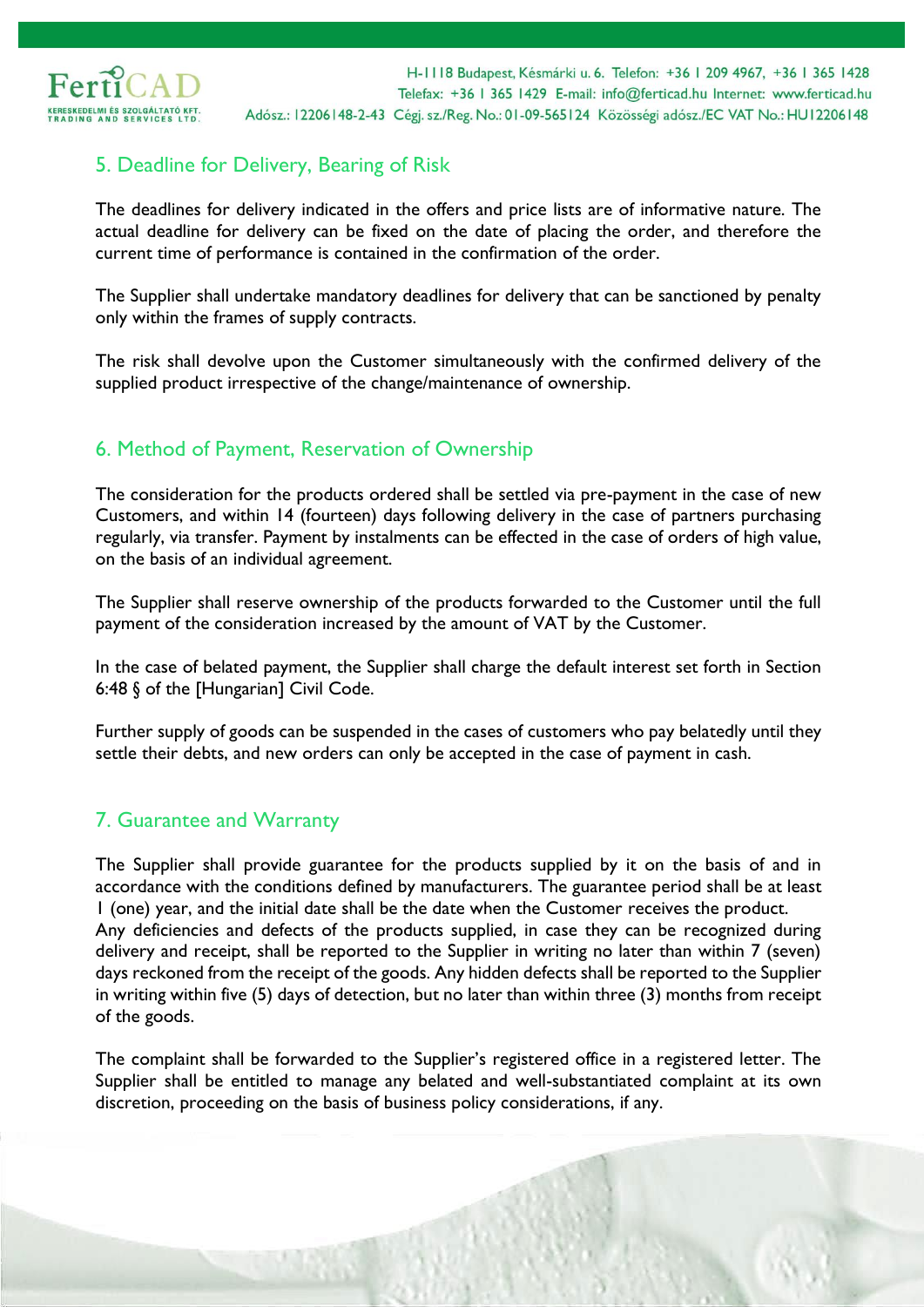## 5. Deadline for Delivery, Bearing of Risk

The deadlines for delivery indicated in the offers and price lists are of informative nature. The actual deadline for delivery can be fixed on the date of placing the order, and therefore the current time of performance is contained in the confirmation of the order.

The Supplier shall undertake mandatory deadlines for delivery that can be sanctioned by penalty only within the frames of supply contracts.

The risk shall devolve upon the Customer simultaneously with the confirmed delivery of the supplied product irrespective of the change/maintenance of ownership.

## 6. Method of Payment, Reservation of Ownership

The consideration for the products ordered shall be settled via pre-payment in the case of new Customers, and within 14 (fourteen) days following delivery in the case of partners purchasing regularly, via transfer. Payment by instalments can be effected in the case of orders of high value, on the basis of an individual agreement.

The Supplier shall reserve ownership of the products forwarded to the Customer until the full payment of the consideration increased by the amount of VAT by the Customer.

In the case of belated payment, the Supplier shall charge the default interest set forth in Section 6:48 § of the [Hungarian] Civil Code.

Further supply of goods can be suspended in the cases of customers who pay belatedly until they settle their debts, and new orders can only be accepted in the case of payment in cash.

## 7. Guarantee and Warranty

The Supplier shall provide guarantee for the products supplied by it on the basis of and in accordance with the conditions defined by manufacturers. The guarantee period shall be at least 1 (one) year, and the initial date shall be the date when the Customer receives the product. Any deficiencies and defects of the products supplied, in case they can be recognized during delivery and receipt, shall be reported to the Supplier in writing no later than within 7 (seven) days reckoned from the receipt of the goods. Any hidden defects shall be reported to the Supplier in writing within five (5) days of detection, but no later than within three (3) months from receipt of the goods.

The complaint shall be forwarded to the Supplier's registered office in a registered letter. The Supplier shall be entitled to manage any belated and well-substantiated complaint at its own discretion, proceeding on the basis of business policy considerations, if any.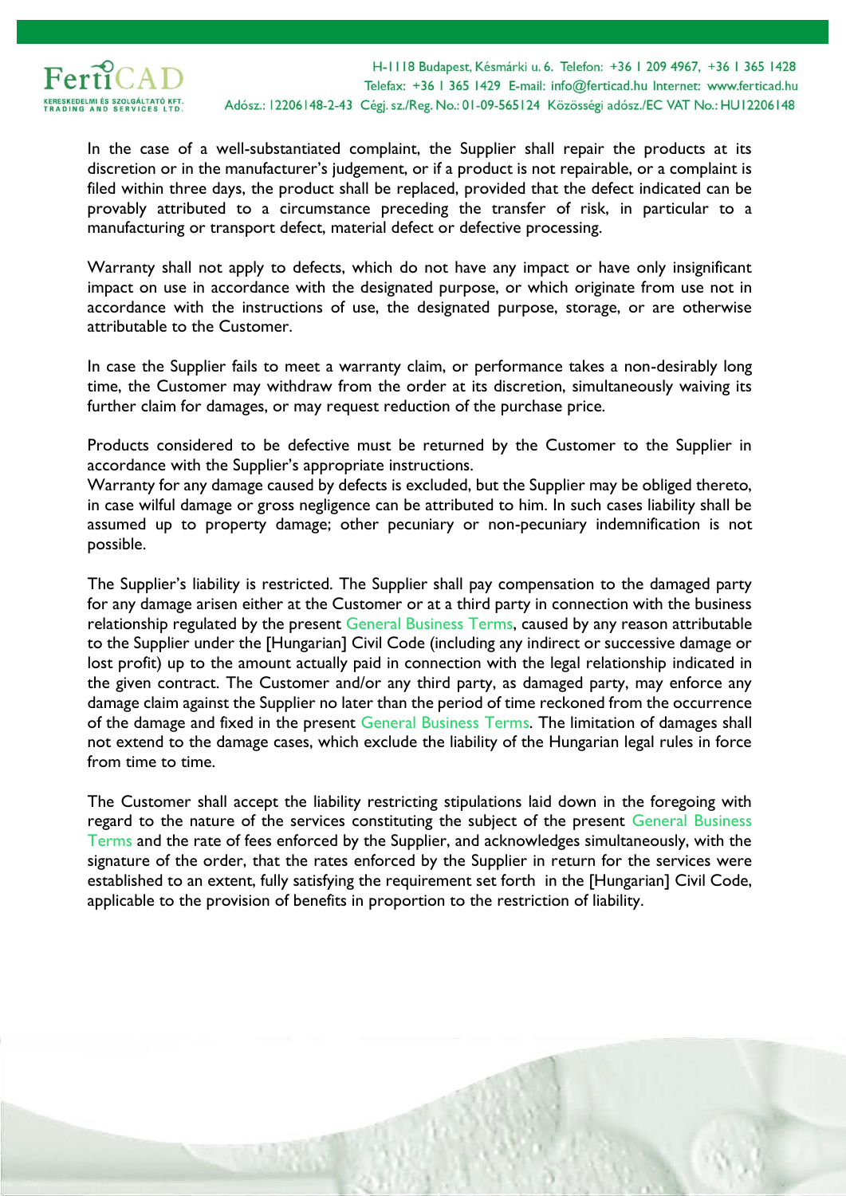In the case of a well-substantiated complaint, the Supplier shall repair the products at its discretion or in the manufacturer's judgement, or if a product is not repairable, or a complaint is filed within three days, the product shall be replaced, provided that the defect indicated can be provably attributed to a circumstance preceding the transfer of risk, in particular to a manufacturing or transport defect, material defect or defective processing.

Warranty shall not apply to defects, which do not have any impact or have only insignificant impact on use in accordance with the designated purpose, or which originate from use not in accordance with the instructions of use, the designated purpose, storage, or are otherwise attributable to the Customer.

In case the Supplier fails to meet a warranty claim, or performance takes a non-desirably long time, the Customer may withdraw from the order at its discretion, simultaneously waiving its further claim for damages, or may request reduction of the purchase price.

Products considered to be defective must be returned by the Customer to the Supplier in accordance with the Supplier's appropriate instructions.
Warranty for any damage caused by defects is excluded, but the Supplier may be obliged thereto, in case wilful damage or gross negligence can be attributed to him. In such cases liability shall be assumed up to property damage; other pecuniary or non-pecuniary indemnification is not possible.

The Supplier's liability is restricted. The Supplier shall pay compensation to the damaged party for any damage arisen either at the Customer or at a third party in connection with the business relationship regulated by the present General Business Terms, caused by any reason attributable to the Supplier under the [Hungarian] Civil Code (including any indirect or successive damage or lost profit) up to the amount actually paid in connection with the legal relationship indicated in the given contract. The Customer and/or any third party, as damaged party, may enforce any damage claim against the Supplier no later than the period of time reckoned from the occurrence of the damage and fixed in the present General Business Terms. The limitation of damages shall not extend to the damage cases, which exclude the liability of the Hungarian legal rules in force from time to time.

The Customer shall accept the liability restricting stipulations laid down in the foregoing with regard to the nature of the services constituting the subject of the present General Business Terms and the rate of fees enforced by the Supplier, and acknowledges simultaneously, with the signature of the order, that the rates enforced by the Supplier in return for the services were established to an extent, fully satisfying the requirement set forth in the [Hungarian] Civil Code, applicable to the provision of benefits in proportion to the restriction of liability.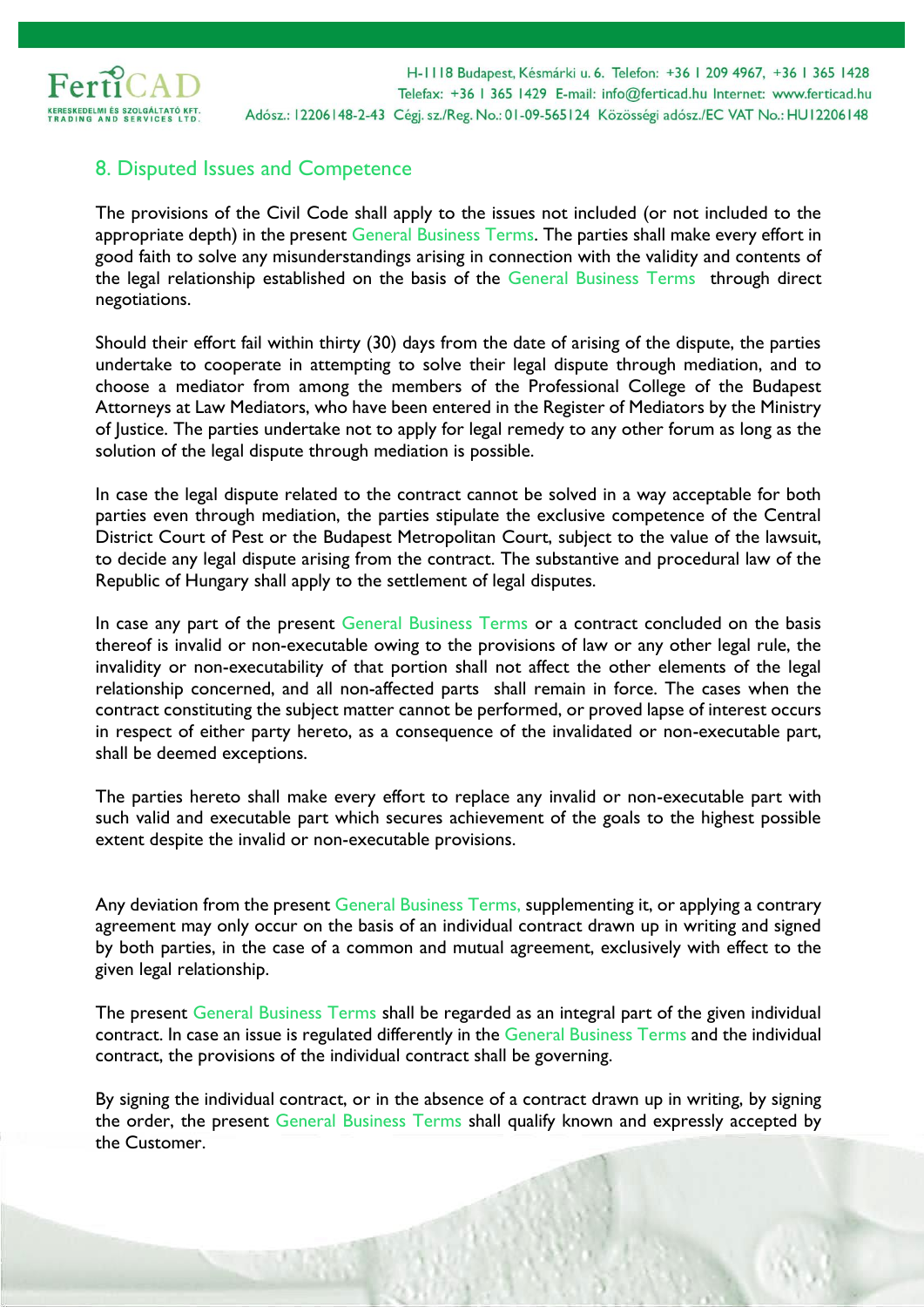## 8. Disputed Issues and Competence

The provisions of the Civil Code shall apply to the issues not included (or not included to the appropriate depth) in the present General Business Terms. The parties shall make every effort in good faith to solve any misunderstandings arising in connection with the validity and contents of the legal relationship established on the basis of the General Business Terms through direct negotiations.

Should their effort fail within thirty (30) days from the date of arising of the dispute, the parties undertake to cooperate in attempting to solve their legal dispute through mediation, and to choose a mediator from among the members of the Professional College of the Budapest Attorneys at Law Mediators, who have been entered in the Register of Mediators by the Ministry of Justice. The parties undertake not to apply for legal remedy to any other forum as long as the solution of the legal dispute through mediation is possible.

In case the legal dispute related to the contract cannot be solved in a way acceptable for both parties even through mediation, the parties stipulate the exclusive competence of the Central District Court of Pest or the Budapest Metropolitan Court, subject to the value of the lawsuit, to decide any legal dispute arising from the contract. The substantive and procedural law of the Republic of Hungary shall apply to the settlement of legal disputes.

In case any part of the present General Business Terms or a contract concluded on the basis thereof is invalid or non-executable owing to the provisions of law or any other legal rule, the invalidity or non-executability of that portion shall not affect the other elements of the legal relationship concerned, and all non-affected parts shall remain in force. The cases when the contract constituting the subject matter cannot be performed, or proved lapse of interest occurs in respect of either party hereto, as a consequence of the invalidated or non-executable part, shall be deemed exceptions.

The parties hereto shall make every effort to replace any invalid or non-executable part with such valid and executable part which secures achievement of the goals to the highest possible extent despite the invalid or non-executable provisions.

Any deviation from the present General Business Terms, supplementing it, or applying a contrary agreement may only occur on the basis of an individual contract drawn up in writing and signed by both parties, in the case of a common and mutual agreement, exclusively with effect to the given legal relationship.

The present General Business Terms shall be regarded as an integral part of the given individual contract. In case an issue is regulated differently in the General Business Terms and the individual contract, the provisions of the individual contract shall be governing.

By signing the individual contract, or in the absence of a contract drawn up in writing, by signing the order, the present General Business Terms shall qualify known and expressly accepted by the Customer.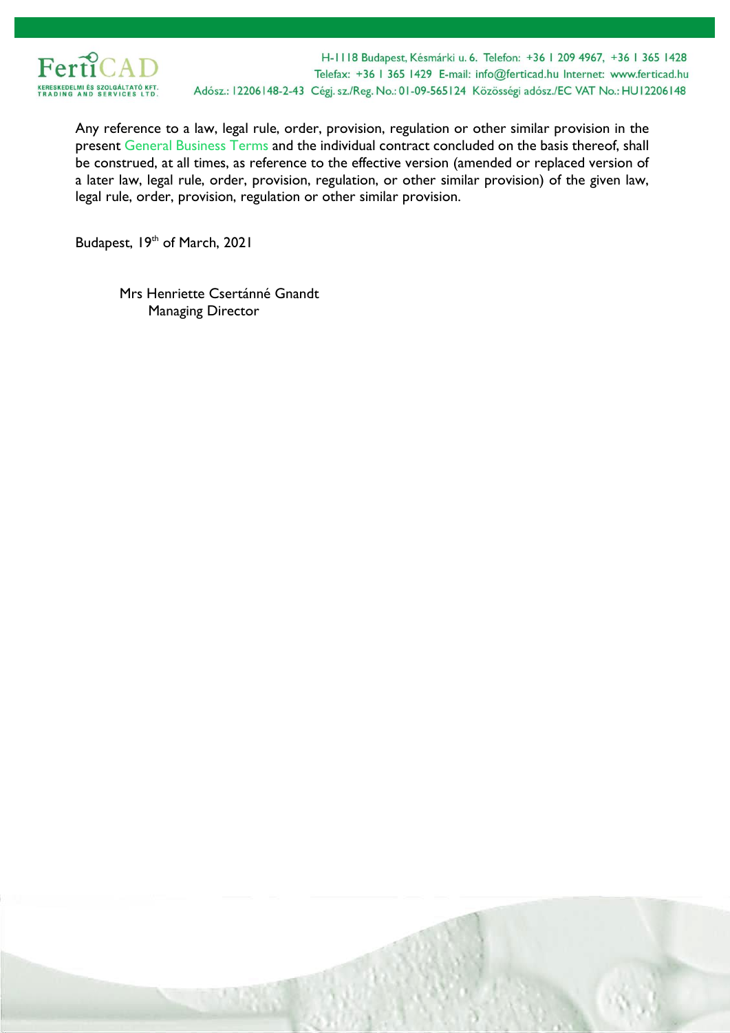Any reference to a law, legal rule, order, provision, regulation or other similar provision in the present General Business Terms and the individual contract concluded on the basis thereof, shall be construed, at all times, as reference to the effective version (amended or replaced version of a later law, legal rule, order, provision, regulation, or other similar provision) of the given law, legal rule, order, provision, regulation or other similar provision.

Budapest, 19th of March, 2021

Mrs Henriette Csertánné Gnandt
Managing Director